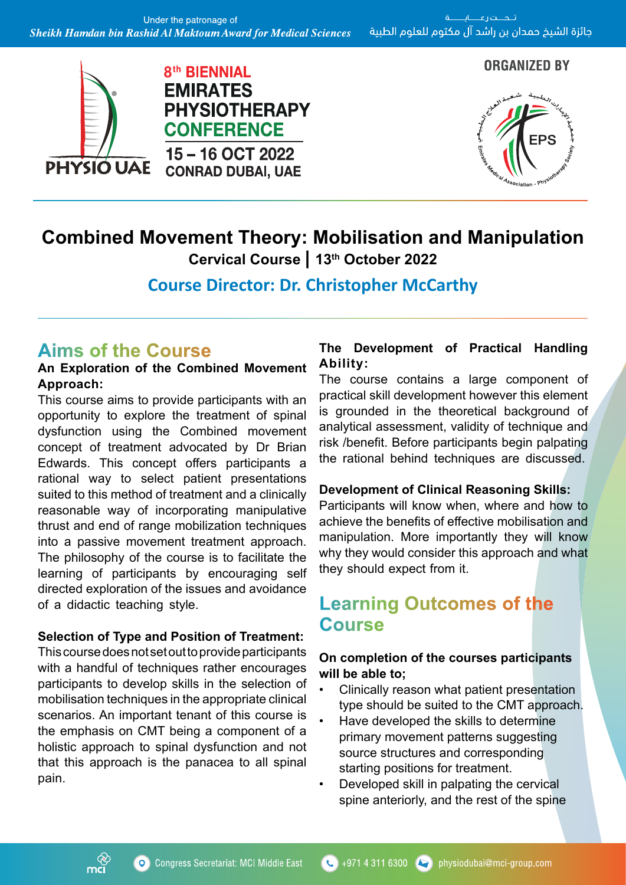Under the patronage of
*Sheikh Hamdan bin Rashid Al Maktoum Award for Medical Sciences*

تحت رعاية
جائزة الشيخ حمدان بن راشد آل مكتوم للعلوم الطبية

PHYSIO UAE

8th BIENNIAL
EMIRATES PHYSIOTHERAPY CONFERENCE
15 – 16 OCT 2022
CONRAD DUBAI, UAE

ORGANIZED BY

EPS – Emirates Medical Association - Physiotherapy Society

# Combined Movement Theory: Mobilisation and Manipulation

**Cervical Course | 13th October 2022**

## Course Director: Dr. Christopher McCarthy

## Aims of the Course

**An Exploration of the Combined Movement Approach:**

This course aims to provide participants with an opportunity to explore the treatment of spinal dysfunction using the Combined movement concept of treatment advocated by Dr Brian Edwards. This concept offers participants a rational way to select patient presentations suited to this method of treatment and a clinically reasonable way of incorporating manipulative thrust and end of range mobilization techniques into a passive movement treatment approach. The philosophy of the course is to facilitate the learning of participants by encouraging self directed exploration of the issues and avoidance of a didactic teaching style.

**Selection of Type and Position of Treatment:**

This course does not set out to provide participants with a handful of techniques rather encourages participants to develop skills in the selection of mobilisation techniques in the appropriate clinical scenarios. An important tenant of this course is the emphasis on CMT being a component of a holistic approach to spinal dysfunction and not that this approach is the panacea to all spinal pain.

**The Development of Practical Handling Ability:**

The course contains a large component of practical skill development however this element is grounded in the theoretical background of analytical assessment, validity of technique and risk /benefit. Before participants begin palpating the rational behind techniques are discussed.

**Development of Clinical Reasoning Skills:**

Participants will know when, where and how to achieve the benefits of effective mobilisation and manipulation. More importantly they will know why they would consider this approach and what they should expect from it.

## Learning Outcomes of the Course

**On completion of the courses participants will be able to;**

- Clinically reason what patient presentation type should be suited to the CMT approach.
- Have developed the skills to determine primary movement patterns suggesting source structures and corresponding starting positions for treatment.
- Developed skill in palpating the cervical spine anteriorly, and the rest of the spine

Congress Secretariat: MCI Middle East | +971 4 311 6300 | physiodubai@mci-group.com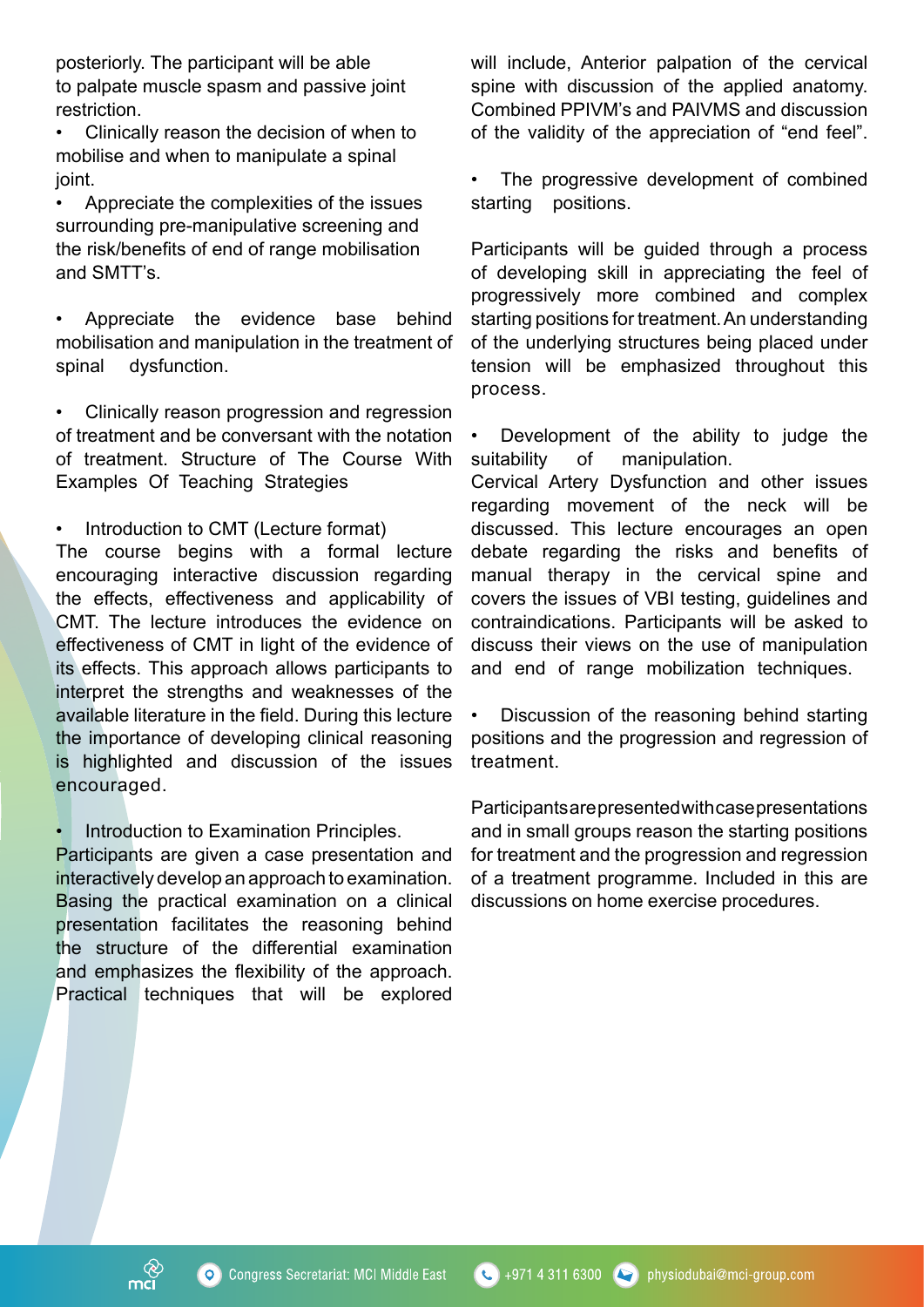posteriorly. The participant will be able to palpate muscle spasm and passive joint restriction.

- Clinically reason the decision of when to mobilise and when to manipulate a spinal joint.
- Appreciate the complexities of the issues surrounding pre-manipulative screening and the risk/benefits of end of range mobilisation and SMTT's.
- Appreciate the evidence base behind mobilisation and manipulation in the treatment of spinal dysfunction.
- Clinically reason progression and regression of treatment and be conversant with the notation of treatment. Structure of The Course With Examples Of Teaching Strategies
- Introduction to CMT (Lecture format)

The course begins with a formal lecture encouraging interactive discussion regarding the effects, effectiveness and applicability of CMT. The lecture introduces the evidence on effectiveness of CMT in light of the evidence of its effects. This approach allows participants to interpret the strengths and weaknesses of the available literature in the field. During this lecture the importance of developing clinical reasoning is highlighted and discussion of the issues encouraged.

- Introduction to Examination Principles.

Participants are given a case presentation and interactively develop an approach to examination. Basing the practical examination on a clinical presentation facilitates the reasoning behind the structure of the differential examination and emphasizes the flexibility of the approach. Practical techniques that will be explored will include, Anterior palpation of the cervical spine with discussion of the applied anatomy. Combined PPIVM's and PAIVMS and discussion of the validity of the appreciation of "end feel".

- The progressive development of combined starting positions.

Participants will be guided through a process of developing skill in appreciating the feel of progressively more combined and complex starting positions for treatment. An understanding of the underlying structures being placed under tension will be emphasized throughout this process.

- Development of the ability to judge the suitability of manipulation.

Cervical Artery Dysfunction and other issues regarding movement of the neck will be discussed. This lecture encourages an open debate regarding the risks and benefits of manual therapy in the cervical spine and covers the issues of VBI testing, guidelines and contraindications. Participants will be asked to discuss their views on the use of manipulation and end of range mobilization techniques.

- Discussion of the reasoning behind starting positions and the progression and regression of treatment.

Participants are presented with case presentations and in small groups reason the starting positions for treatment and the progression and regression of a treatment programme. Included in this are discussions on home exercise procedures.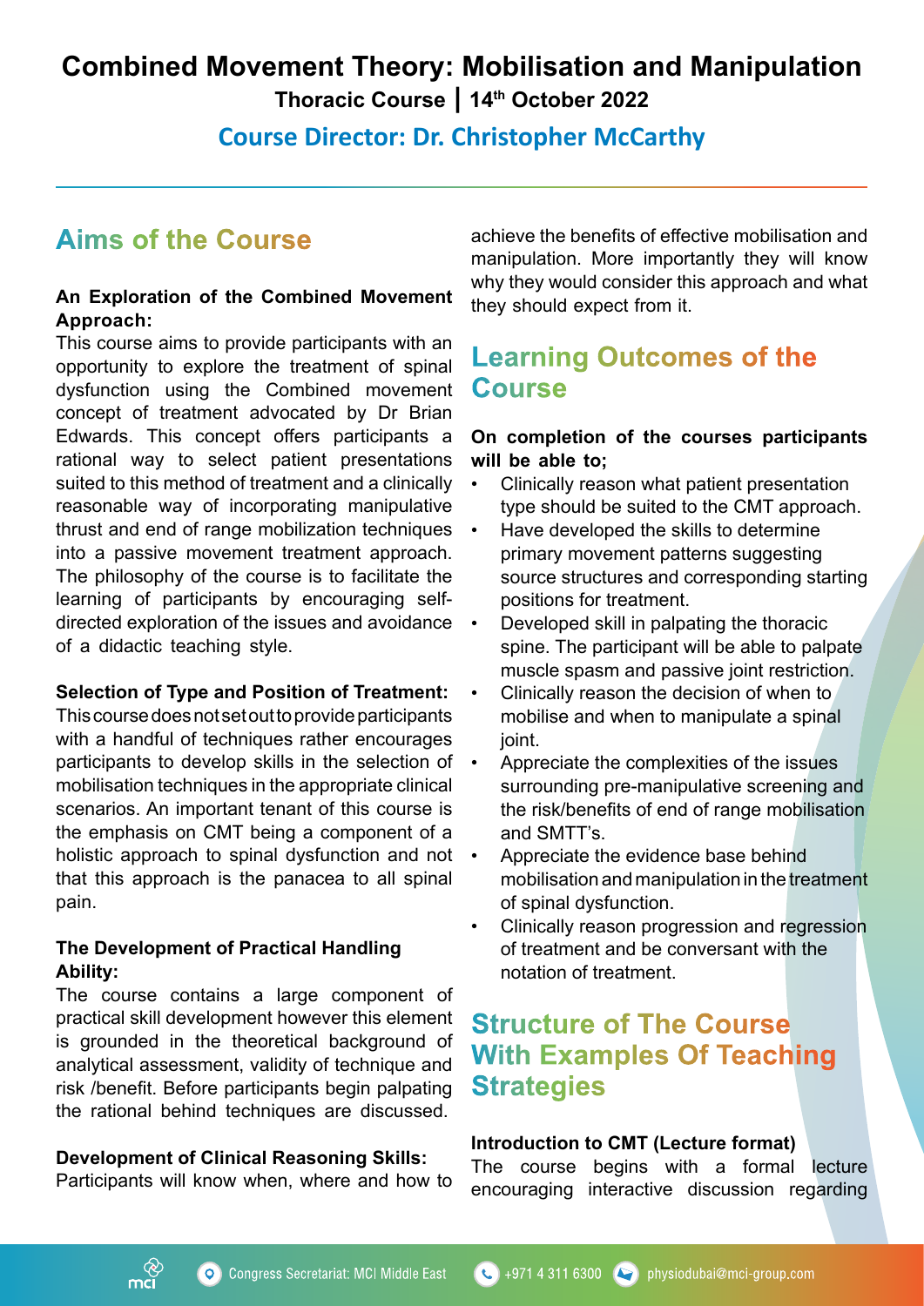# Combined Movement Theory: Mobilisation and Manipulation

**Thoracic Course | 14th October 2022**

**Course Director: Dr. Christopher McCarthy**

## Aims of the Course

**An Exploration of the Combined Movement Approach:**

This course aims to provide participants with an opportunity to explore the treatment of spinal dysfunction using the Combined movement concept of treatment advocated by Dr Brian Edwards. This concept offers participants a rational way to select patient presentations suited to this method of treatment and a clinically reasonable way of incorporating manipulative thrust and end of range mobilization techniques into a passive movement treatment approach. The philosophy of the course is to facilitate the learning of participants by encouraging self-directed exploration of the issues and avoidance of a didactic teaching style.

**Selection of Type and Position of Treatment:**

This course does not set out to provide participants with a handful of techniques rather encourages participants to develop skills in the selection of mobilisation techniques in the appropriate clinical scenarios. An important tenant of this course is the emphasis on CMT being a component of a holistic approach to spinal dysfunction and not that this approach is the panacea to all spinal pain.

**The Development of Practical Handling Ability:**

The course contains a large component of practical skill development however this element is grounded in the theoretical background of analytical assessment, validity of technique and risk /benefit. Before participants begin palpating the rational behind techniques are discussed.

**Development of Clinical Reasoning Skills:**

Participants will know when, where and how to achieve the benefits of effective mobilisation and manipulation. More importantly they will know why they would consider this approach and what they should expect from it.

## Learning Outcomes of the Course

**On completion of the courses participants will be able to;**

- Clinically reason what patient presentation type should be suited to the CMT approach.
- Have developed the skills to determine primary movement patterns suggesting source structures and corresponding starting positions for treatment.
- Developed skill in palpating the thoracic spine. The participant will be able to palpate muscle spasm and passive joint restriction.
- Clinically reason the decision of when to mobilise and when to manipulate a spinal joint.
- Appreciate the complexities of the issues surrounding pre-manipulative screening and the risk/benefits of end of range mobilisation and SMTT's.
- Appreciate the evidence base behind mobilisation and manipulation in the treatment of spinal dysfunction.
- Clinically reason progression and regression of treatment and be conversant with the notation of treatment.

## Structure of The Course With Examples Of Teaching Strategies

**Introduction to CMT (Lecture format)**

The course begins with a formal lecture encouraging interactive discussion regarding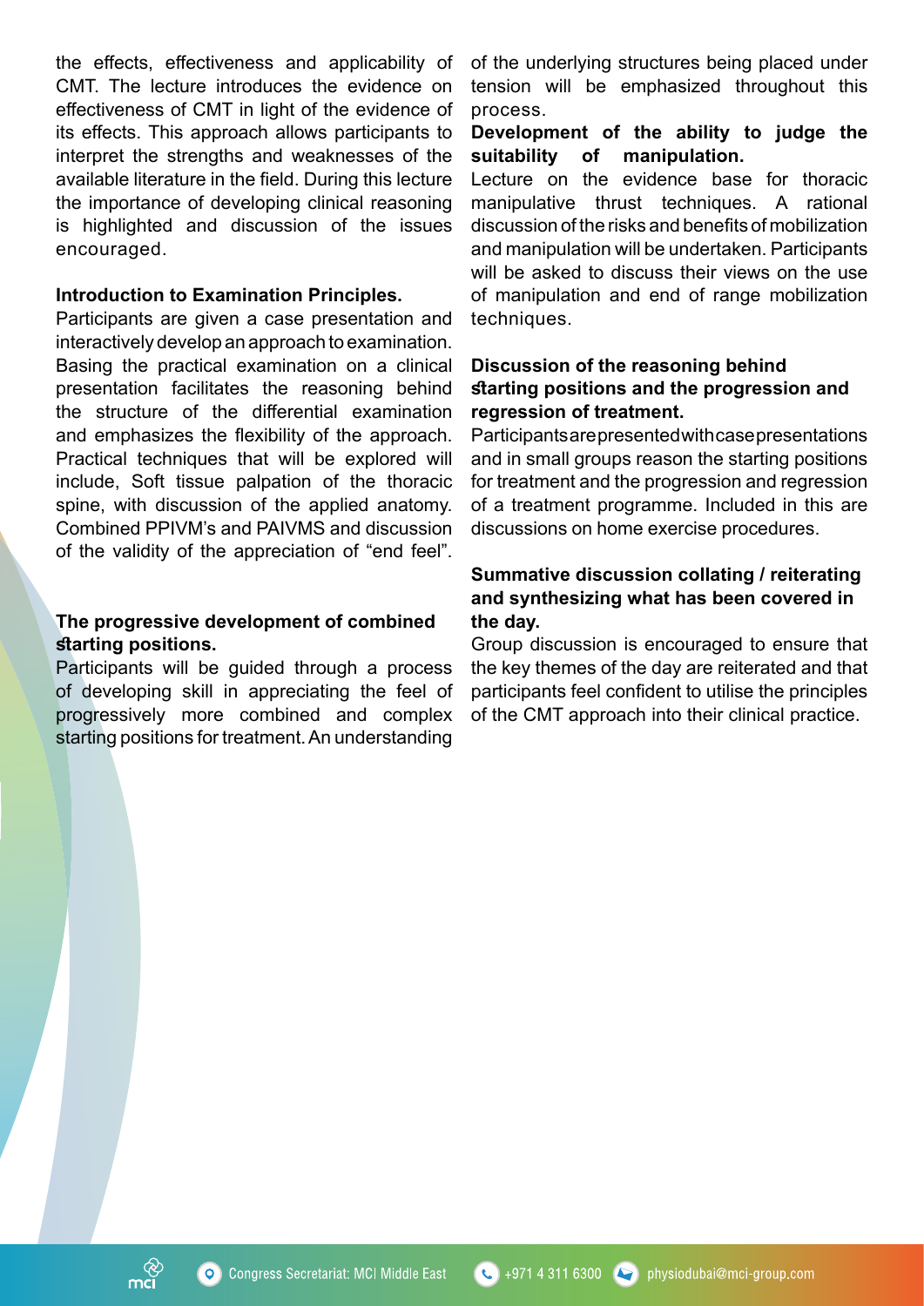the effects, effectiveness and applicability of CMT. The lecture introduces the evidence on effectiveness of CMT in light of the evidence of its effects. This approach allows participants to interpret the strengths and weaknesses of the available literature in the field. During this lecture the importance of developing clinical reasoning is highlighted and discussion of the issues encouraged.

**Introduction to Examination Principles.**

Participants are given a case presentation and interactively develop an approach to examination. Basing the practical examination on a clinical presentation facilitates the reasoning behind the structure of the differential examination and emphasizes the flexibility of the approach. Practical techniques that will be explored will include, Soft tissue palpation of the thoracic spine, with discussion of the applied anatomy. Combined PPIVM's and PAIVMS and discussion of the validity of the appreciation of "end feel".

**The progressive development of combined starting positions.**

Participants will be guided through a process of developing skill in appreciating the feel of progressively more combined and complex starting positions for treatment. An understanding of the underlying structures being placed under tension will be emphasized throughout this process.

**Development of the ability to judge the suitability of manipulation.**

Lecture on the evidence base for thoracic manipulative thrust techniques. A rational discussion of the risks and benefits of mobilization and manipulation will be undertaken. Participants will be asked to discuss their views on the use of manipulation and end of range mobilization techniques.

**Discussion of the reasoning behind starting positions and the progression and regression of treatment.**

Participants are presented with case presentations and in small groups reason the starting positions for treatment and the progression and regression of a treatment programme. Included in this are discussions on home exercise procedures.

**Summative discussion collating / reiterating and synthesizing what has been covered in the day.**

Group discussion is encouraged to ensure that the key themes of the day are reiterated and that participants feel confident to utilise the principles of the CMT approach into their clinical practice.

mci Congress Secretariat: MCI Middle East +971 4 311 6300 physiodubai@mci-group.com